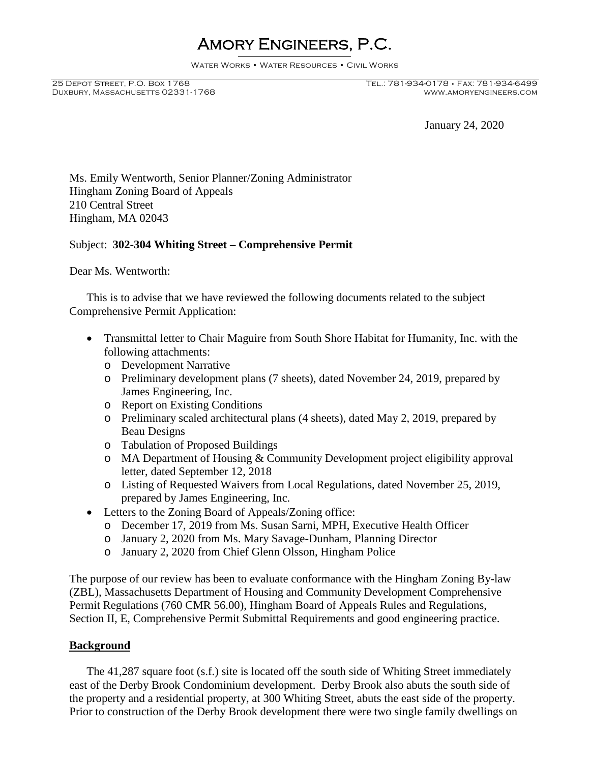# Amory Engineers, P.C.

Water Works • Water Resources • Civil Works

25 Depot Street, P.O. Box 1768
Duxbury, Massachusetts 02331-1768

Tel.: 781-934-0178 • Fax: 781-934-6499
www.amoryengineers.com

January 24, 2020

Ms. Emily Wentworth, Senior Planner/Zoning Administrator
Hingham Zoning Board of Appeals
210 Central Street
Hingham, MA 02043

Subject: **302-304 Whiting Street – Comprehensive Permit**

Dear Ms. Wentworth:

This is to advise that we have reviewed the following documents related to the subject Comprehensive Permit Application:

- Transmittal letter to Chair Maguire from South Shore Habitat for Humanity, Inc. with the following attachments:
  - Development Narrative
  - Preliminary development plans (7 sheets), dated November 24, 2019, prepared by James Engineering, Inc.
  - Report on Existing Conditions
  - Preliminary scaled architectural plans (4 sheets), dated May 2, 2019, prepared by Beau Designs
  - Tabulation of Proposed Buildings
  - MA Department of Housing & Community Development project eligibility approval letter, dated September 12, 2018
  - Listing of Requested Waivers from Local Regulations, dated November 25, 2019, prepared by James Engineering, Inc.
- Letters to the Zoning Board of Appeals/Zoning office:
  - December 17, 2019 from Ms. Susan Sarni, MPH, Executive Health Officer
  - January 2, 2020 from Ms. Mary Savage-Dunham, Planning Director
  - January 2, 2020 from Chief Glenn Olsson, Hingham Police

The purpose of our review has been to evaluate conformance with the Hingham Zoning By-law (ZBL), Massachusetts Department of Housing and Community Development Comprehensive Permit Regulations (760 CMR 56.00), Hingham Board of Appeals Rules and Regulations, Section II, E, Comprehensive Permit Submittal Requirements and good engineering practice.

## Background

The 41,287 square foot (s.f.) site is located off the south side of Whiting Street immediately east of the Derby Brook Condominium development. Derby Brook also abuts the south side of the property and a residential property, at 300 Whiting Street, abuts the east side of the property. Prior to construction of the Derby Brook development there were two single family dwellings on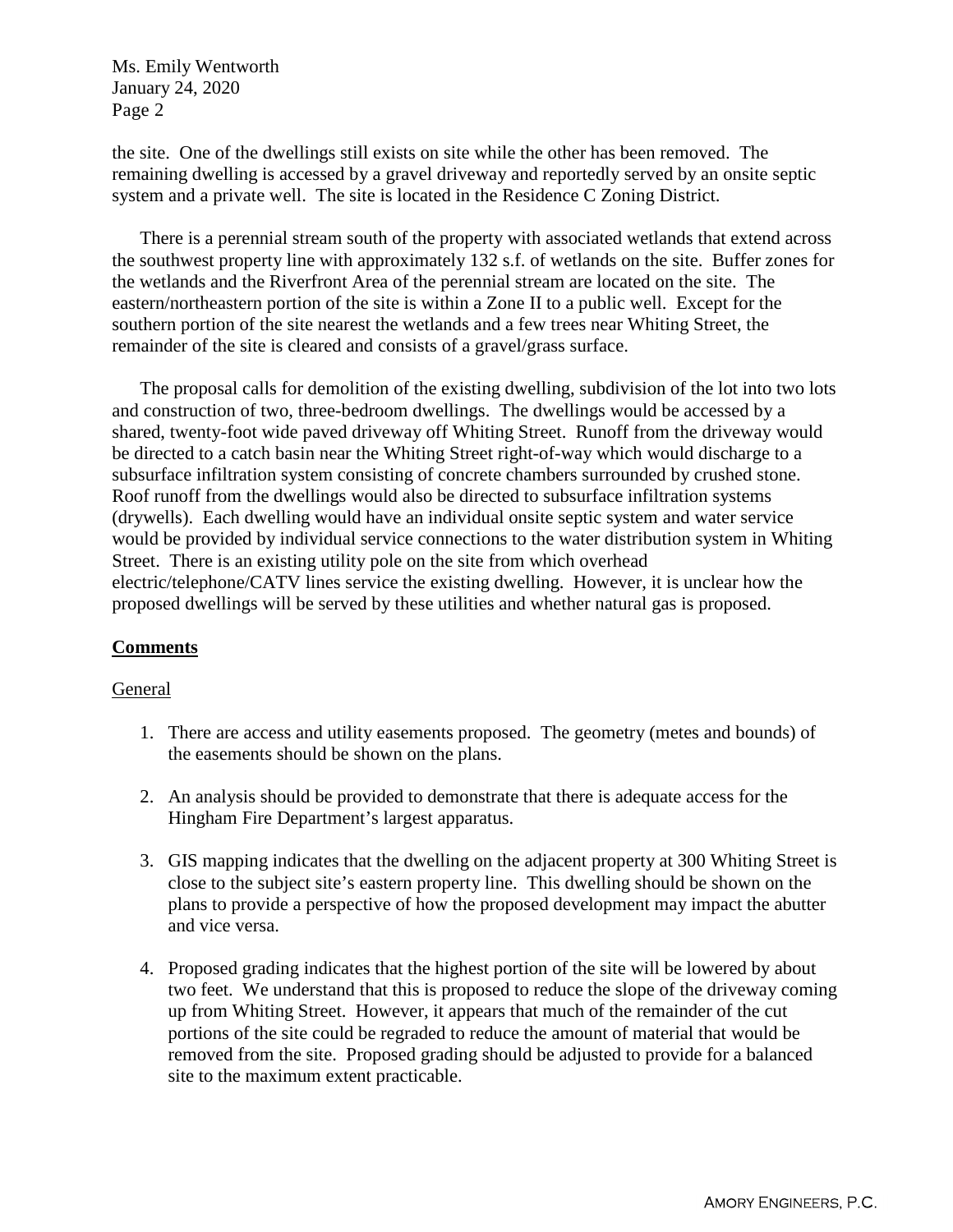the site. One of the dwellings still exists on site while the other has been removed. The remaining dwelling is accessed by a gravel driveway and reportedly served by an onsite septic system and a private well. The site is located in the Residence C Zoning District.

There is a perennial stream south of the property with associated wetlands that extend across the southwest property line with approximately 132 s.f. of wetlands on the site. Buffer zones for the wetlands and the Riverfront Area of the perennial stream are located on the site. The eastern/northeastern portion of the site is within a Zone II to a public well. Except for the southern portion of the site nearest the wetlands and a few trees near Whiting Street, the remainder of the site is cleared and consists of a gravel/grass surface.

The proposal calls for demolition of the existing dwelling, subdivision of the lot into two lots and construction of two, three-bedroom dwellings. The dwellings would be accessed by a shared, twenty-foot wide paved driveway off Whiting Street. Runoff from the driveway would be directed to a catch basin near the Whiting Street right-of-way which would discharge to a subsurface infiltration system consisting of concrete chambers surrounded by crushed stone. Roof runoff from the dwellings would also be directed to subsurface infiltration systems (drywells). Each dwelling would have an individual onsite septic system and water service would be provided by individual service connections to the water distribution system in Whiting Street. There is an existing utility pole on the site from which overhead electric/telephone/CATV lines service the existing dwelling. However, it is unclear how the proposed dwellings will be served by these utilities and whether natural gas is proposed.

## **Comments**

### General

1. There are access and utility easements proposed. The geometry (metes and bounds) of the easements should be shown on the plans.

2. An analysis should be provided to demonstrate that there is adequate access for the Hingham Fire Department's largest apparatus.

3. GIS mapping indicates that the dwelling on the adjacent property at 300 Whiting Street is close to the subject site's eastern property line. This dwelling should be shown on the plans to provide a perspective of how the proposed development may impact the abutter and vice versa.

4. Proposed grading indicates that the highest portion of the site will be lowered by about two feet. We understand that this is proposed to reduce the slope of the driveway coming up from Whiting Street. However, it appears that much of the remainder of the cut portions of the site could be regraded to reduce the amount of material that would be removed from the site. Proposed grading should be adjusted to provide for a balanced site to the maximum extent practicable.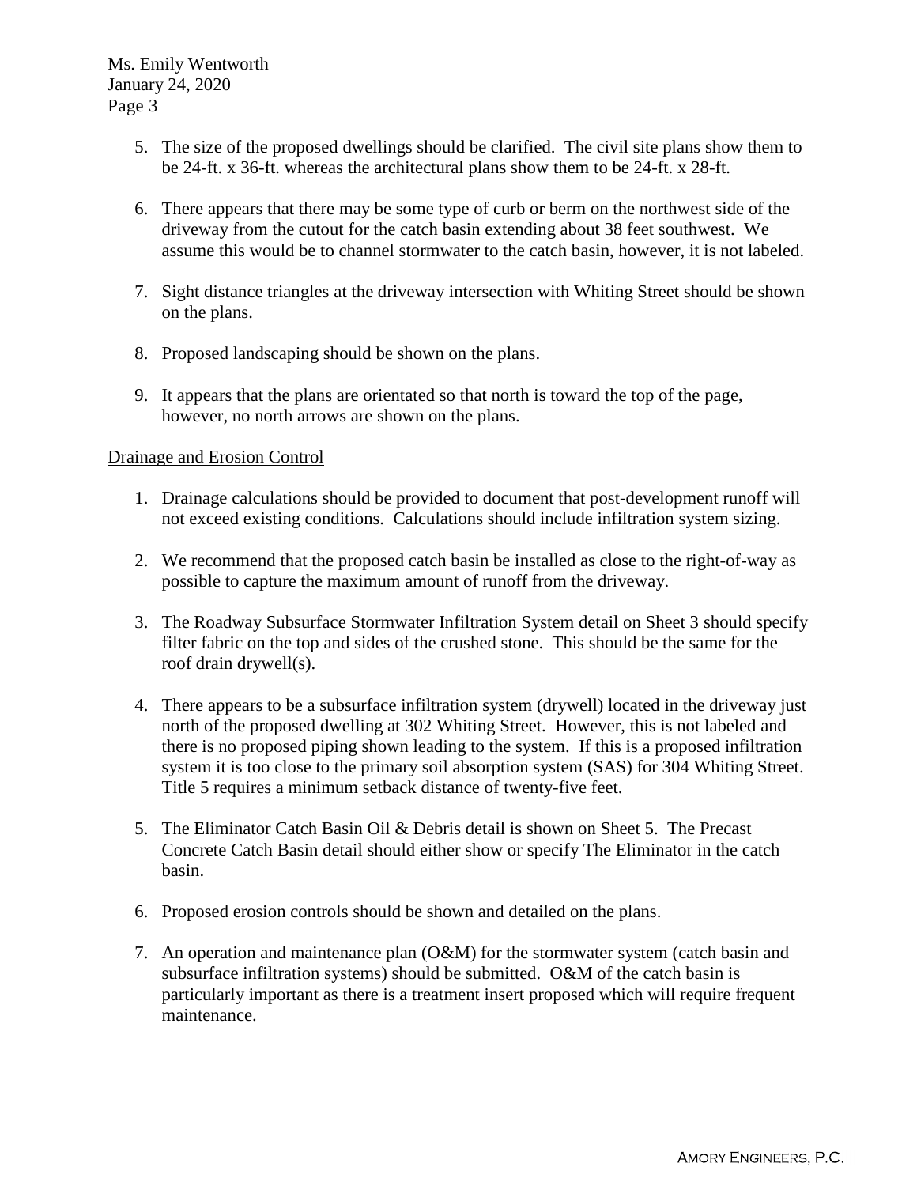5. The size of the proposed dwellings should be clarified. The civil site plans show them to be 24-ft. x 36-ft. whereas the architectural plans show them to be 24-ft. x 28-ft.

6. There appears that there may be some type of curb or berm on the northwest side of the driveway from the cutout for the catch basin extending about 38 feet southwest. We assume this would be to channel stormwater to the catch basin, however, it is not labeled.

7. Sight distance triangles at the driveway intersection with Whiting Street should be shown on the plans.

8. Proposed landscaping should be shown on the plans.

9. It appears that the plans are orientated so that north is toward the top of the page, however, no north arrows are shown on the plans.

<u>Drainage and Erosion Control</u>

1. Drainage calculations should be provided to document that post-development runoff will not exceed existing conditions. Calculations should include infiltration system sizing.

2. We recommend that the proposed catch basin be installed as close to the right-of-way as possible to capture the maximum amount of runoff from the driveway.

3. The Roadway Subsurface Stormwater Infiltration System detail on Sheet 3 should specify filter fabric on the top and sides of the crushed stone. This should be the same for the roof drain drywell(s).

4. There appears to be a subsurface infiltration system (drywell) located in the driveway just north of the proposed dwelling at 302 Whiting Street. However, this is not labeled and there is no proposed piping shown leading to the system. If this is a proposed infiltration system it is too close to the primary soil absorption system (SAS) for 304 Whiting Street. Title 5 requires a minimum setback distance of twenty-five feet.

5. The Eliminator Catch Basin Oil & Debris detail is shown on Sheet 5. The Precast Concrete Catch Basin detail should either show or specify The Eliminator in the catch basin.

6. Proposed erosion controls should be shown and detailed on the plans.

7. An operation and maintenance plan (O&M) for the stormwater system (catch basin and subsurface infiltration systems) should be submitted. O&M of the catch basin is particularly important as there is a treatment insert proposed which will require frequent maintenance.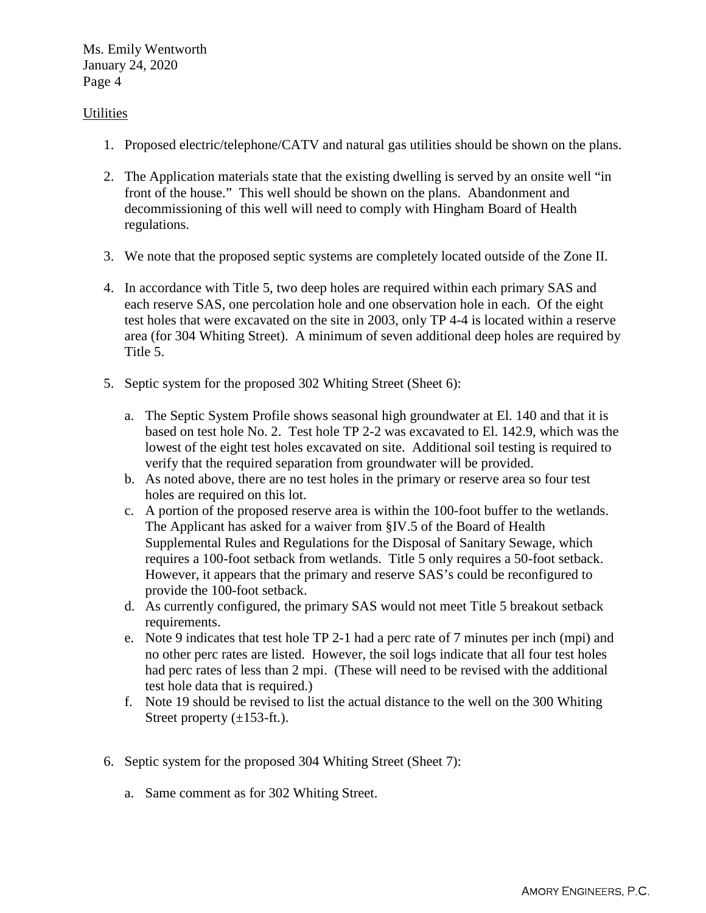Ms. Emily Wentworth
January 24, 2020

Utilities

1. Proposed electric/telephone/CATV and natural gas utilities should be shown on the plans.

2. The Application materials state that the existing dwelling is served by an onsite well "in front of the house." This well should be shown on the plans. Abandonment and decommissioning of this well will need to comply with Hingham Board of Health regulations.

3. We note that the proposed septic systems are completely located outside of the Zone II.

4. In accordance with Title 5, two deep holes are required within each primary SAS and each reserve SAS, one percolation hole and one observation hole in each. Of the eight test holes that were excavated on the site in 2003, only TP 4-4 is located within a reserve area (for 304 Whiting Street). A minimum of seven additional deep holes are required by Title 5.

5. Septic system for the proposed 302 Whiting Street (Sheet 6):

   a. The Septic System Profile shows seasonal high groundwater at El. 140 and that it is based on test hole No. 2. Test hole TP 2-2 was excavated to El. 142.9, which was the lowest of the eight test holes excavated on site. Additional soil testing is required to verify that the required separation from groundwater will be provided.
   b. As noted above, there are no test holes in the primary or reserve area so four test holes are required on this lot.
   c. A portion of the proposed reserve area is within the 100-foot buffer to the wetlands. The Applicant has asked for a waiver from §IV.5 of the Board of Health Supplemental Rules and Regulations for the Disposal of Sanitary Sewage, which requires a 100-foot setback from wetlands. Title 5 only requires a 50-foot setback. However, it appears that the primary and reserve SAS's could be reconfigured to provide the 100-foot setback.
   d. As currently configured, the primary SAS would not meet Title 5 breakout setback requirements.
   e. Note 9 indicates that test hole TP 2-1 had a perc rate of 7 minutes per inch (mpi) and no other perc rates are listed. However, the soil logs indicate that all four test holes had perc rates of less than 2 mpi. (These will need to be revised with the additional test hole data that is required.)
   f. Note 19 should be revised to list the actual distance to the well on the 300 Whiting Street property (±153-ft.).

6. Septic system for the proposed 304 Whiting Street (Sheet 7):

   a. Same comment as for 302 Whiting Street.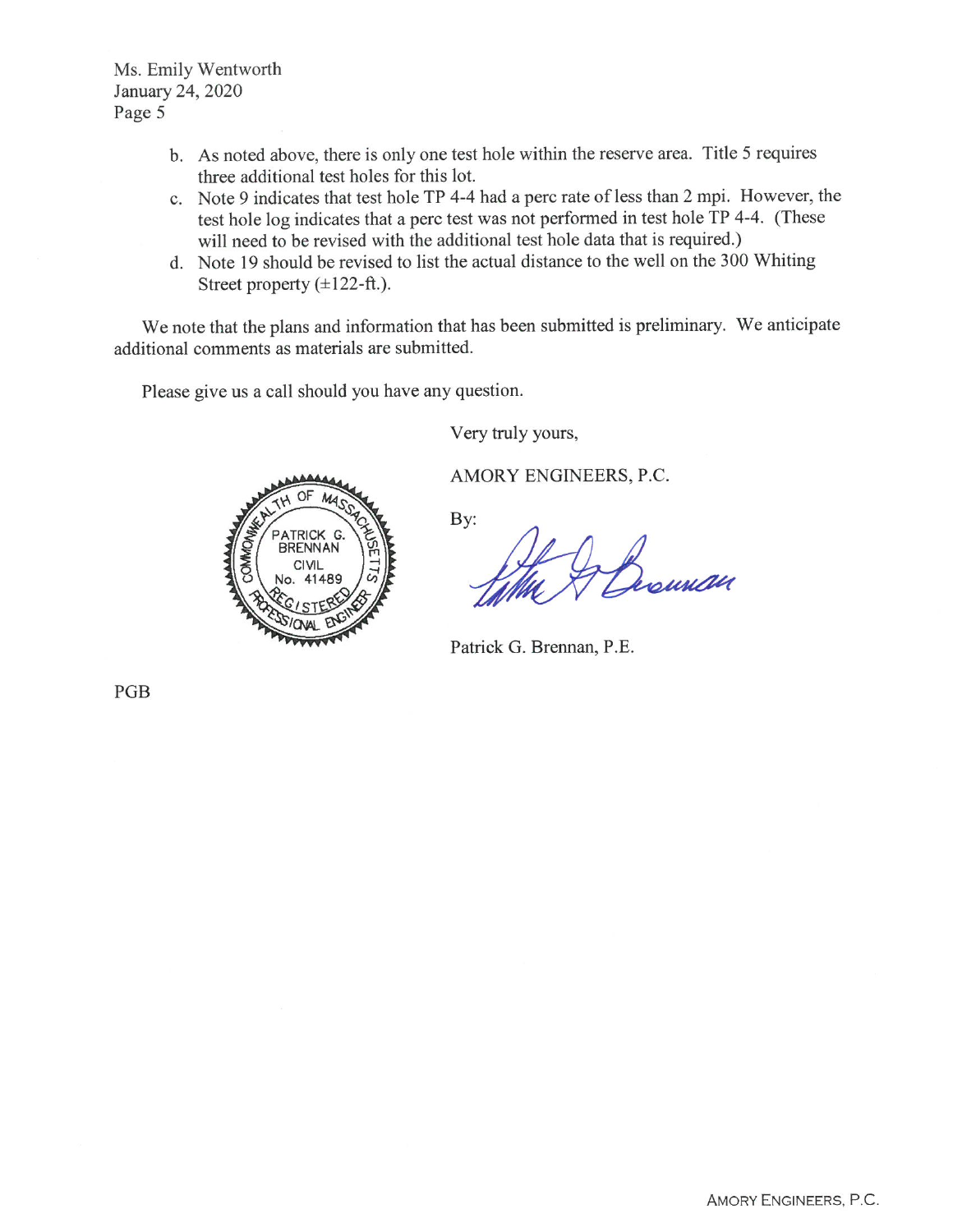Ms. Emily Wentworth
January 24, 2020
Page 5

b. As noted above, there is only one test hole within the reserve area. Title 5 requires three additional test holes for this lot.

c. Note 9 indicates that test hole TP 4-4 had a perc rate of less than 2 mpi. However, the test hole log indicates that a perc test was not performed in test hole TP 4-4. (These will need to be revised with the additional test hole data that is required.)

d. Note 19 should be revised to list the actual distance to the well on the 300 Whiting Street property (±122-ft.).

We note that the plans and information that has been submitted is preliminary. We anticipate additional comments as materials are submitted.

Please give us a call should you have any question.

Very truly yours,

AMORY ENGINEERS, P.C.

By:

COMMONWEALTH OF MASSACHUSETTS
PATRICK G. BRENNAN
CIVIL
No. 41489
REGISTERED PROFESSIONAL ENGINEER

Patrick G. Brennan, P.E.

PGB